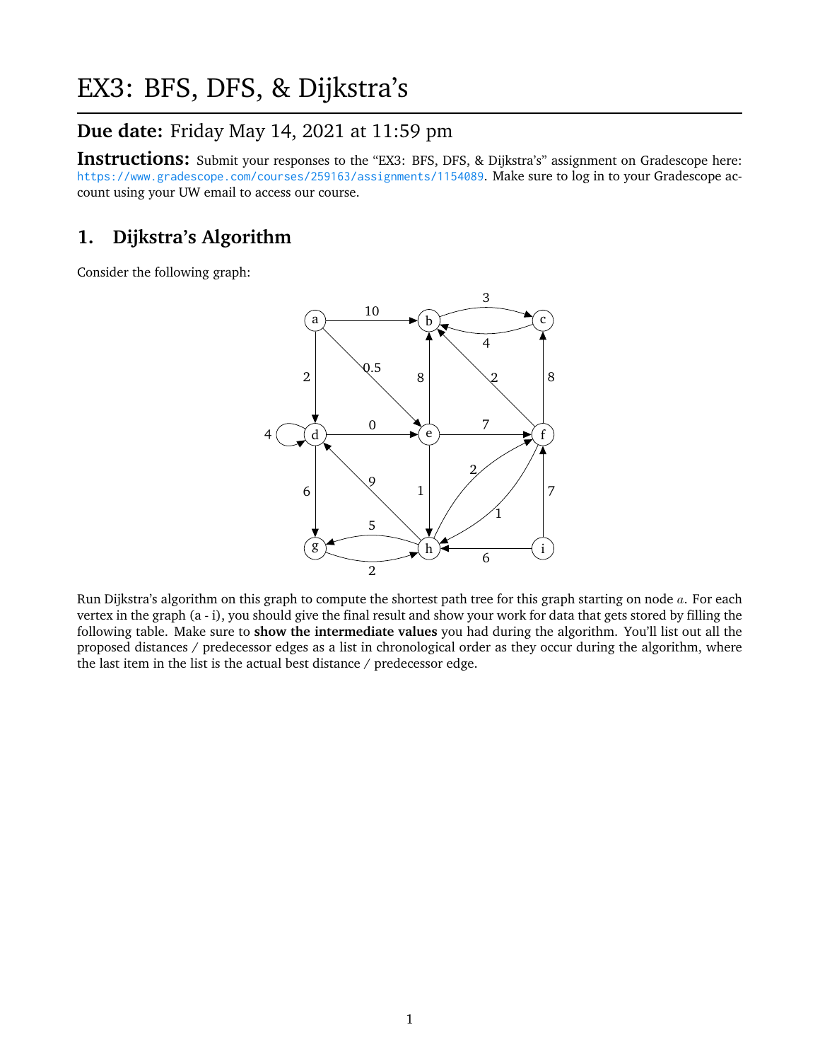# EX3: BFS, DFS, & Dijkstra's

## Due date: Friday May 14, 2021 at 11:59 pm

**Instructions:** Submit your responses to the "EX3: BFS, DFS, & Dijkstra's" assignment on Gradescope here: https://www.gradescope.com/courses/259163/assignments/1154089. Make sure to log in to your Gradescope account using your UW email to access our course.

## 1. Dijkstra's Algorithm

Consider the following graph:

Run Dijkstra's algorithm on this graph to compute the shortest path tree for this graph starting on node $a$. For each vertex in the graph (a - i), you should give the final result and show your work for data that gets stored by filling the following table. Make sure to **show the intermediate values** you had during the algorithm. You'll list out all the proposed distances / predecessor edges as a list in chronological order as they occur during the algorithm, where the last item in the list is the actual best distance / predecessor edge.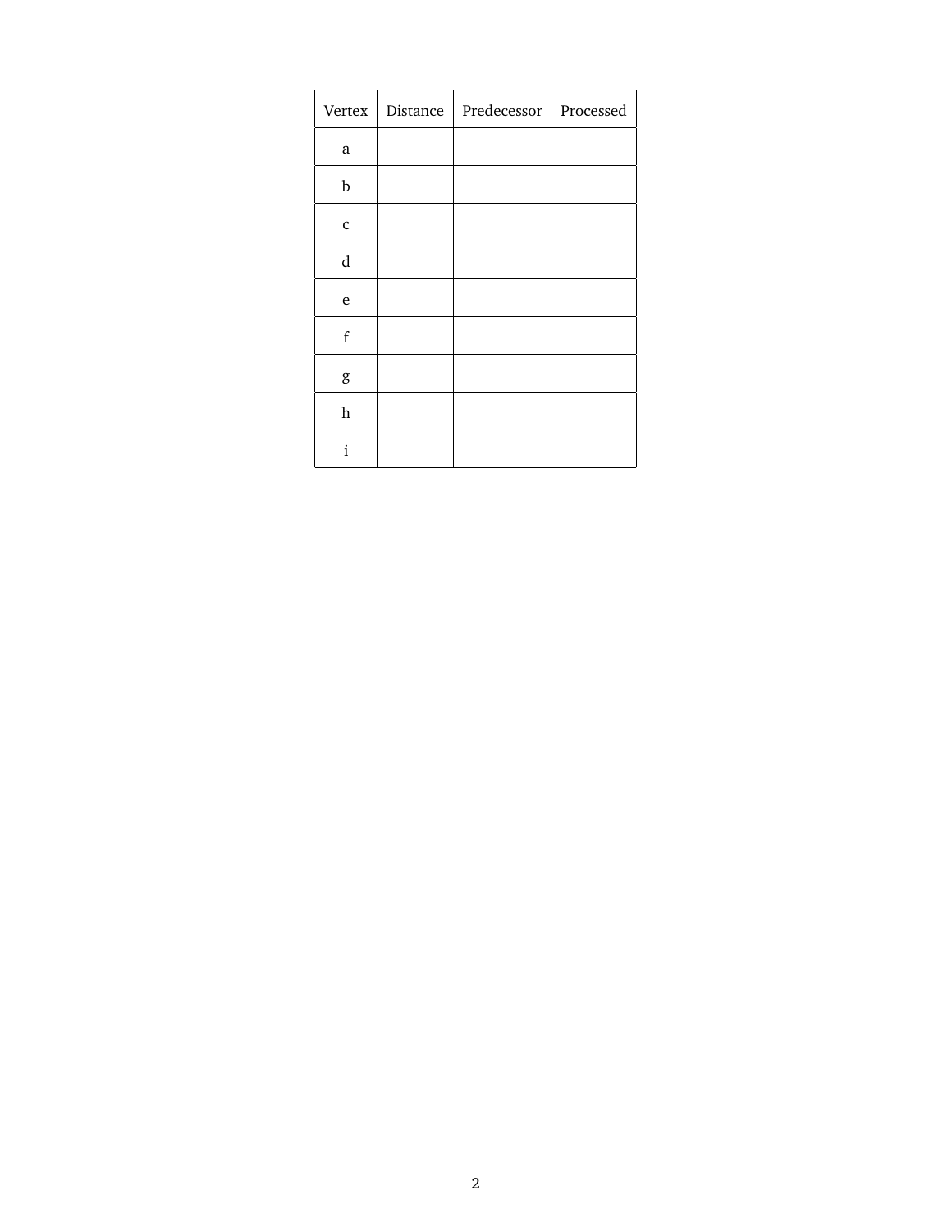| Vertex | Distance | Predecessor | Processed |
|---|---|---|---|
| a | | | |
| b | | | |
| c | | | |
| d | | | |
| e | | | |
| f | | | |
| g | | | |
| h | | | |
| i | | | |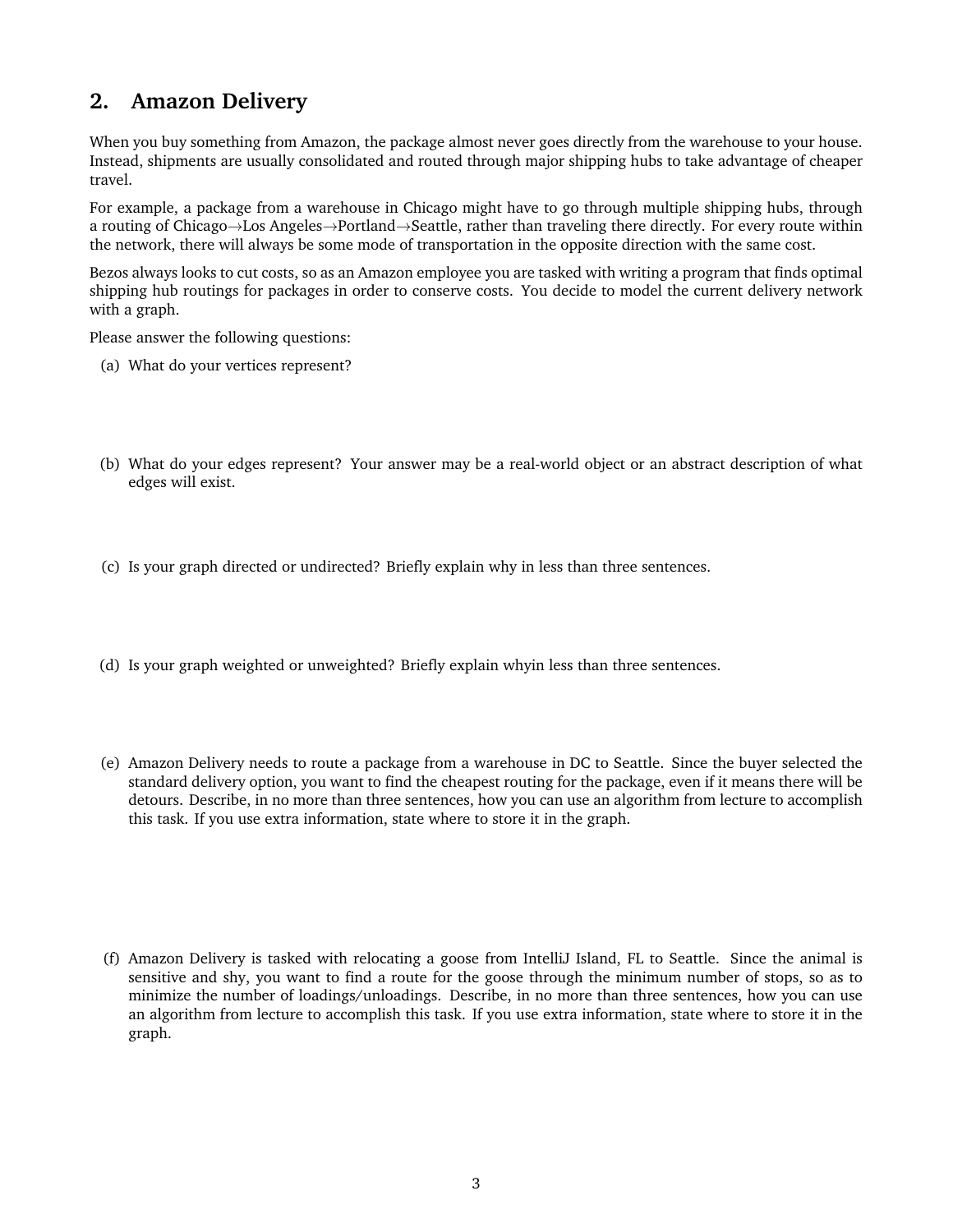## 2. Amazon Delivery

When you buy something from Amazon, the package almost never goes directly from the warehouse to your house. Instead, shipments are usually consolidated and routed through major shipping hubs to take advantage of cheaper travel.

For example, a package from a warehouse in Chicago might have to go through multiple shipping hubs, through a routing of Chicago→Los Angeles→Portland→Seattle, rather than traveling there directly. For every route within the network, there will always be some mode of transportation in the opposite direction with the same cost.

Bezos always looks to cut costs, so as an Amazon employee you are tasked with writing a program that finds optimal shipping hub routings for packages in order to conserve costs. You decide to model the current delivery network with a graph.

Please answer the following questions:

(a) What do your vertices represent?

(b) What do your edges represent? Your answer may be a real-world object or an abstract description of what edges will exist.

(c) Is your graph directed or undirected? Briefly explain why in less than three sentences.

(d) Is your graph weighted or unweighted? Briefly explain whyin less than three sentences.

(e) Amazon Delivery needs to route a package from a warehouse in DC to Seattle. Since the buyer selected the standard delivery option, you want to find the cheapest routing for the package, even if it means there will be detours. Describe, in no more than three sentences, how you can use an algorithm from lecture to accomplish this task. If you use extra information, state where to store it in the graph.

(f) Amazon Delivery is tasked with relocating a goose from IntelliJ Island, FL to Seattle. Since the animal is sensitive and shy, you want to find a route for the goose through the minimum number of stops, so as to minimize the number of loadings/unloadings. Describe, in no more than three sentences, how you can use an algorithm from lecture to accomplish this task. If you use extra information, state where to store it in the graph.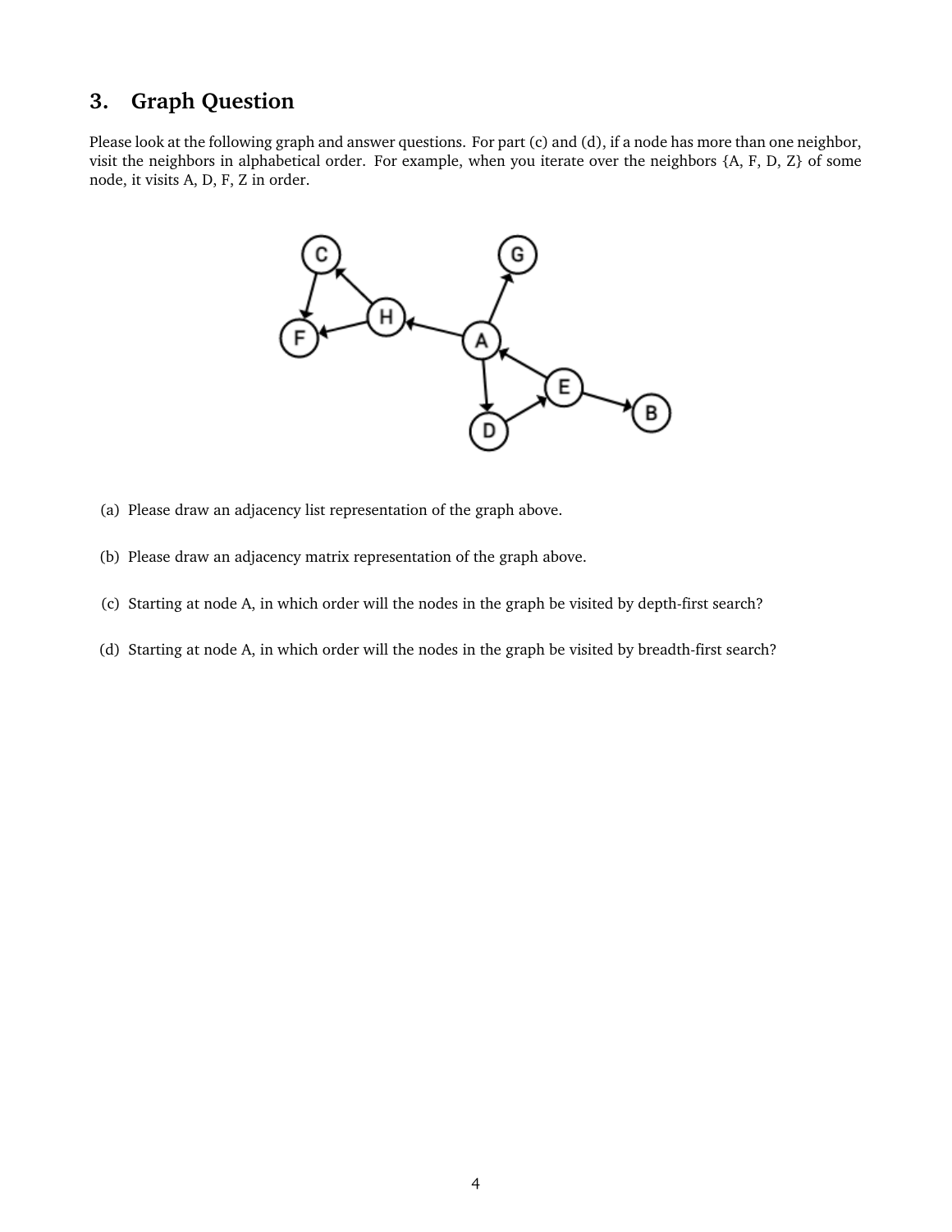## 3. Graph Question

Please look at the following graph and answer questions. For part (c) and (d), if a node has more than one neighbor, visit the neighbors in alphabetical order. For example, when you iterate over the neighbors {A, F, D, Z} of some node, it visits A, D, F, Z in order.

C
G
H
F
A
E
B
D

(a) Please draw an adjacency list representation of the graph above.

(b) Please draw an adjacency matrix representation of the graph above.

(c) Starting at node A, in which order will the nodes in the graph be visited by depth-first search?

(d) Starting at node A, in which order will the nodes in the graph be visited by breadth-first search?